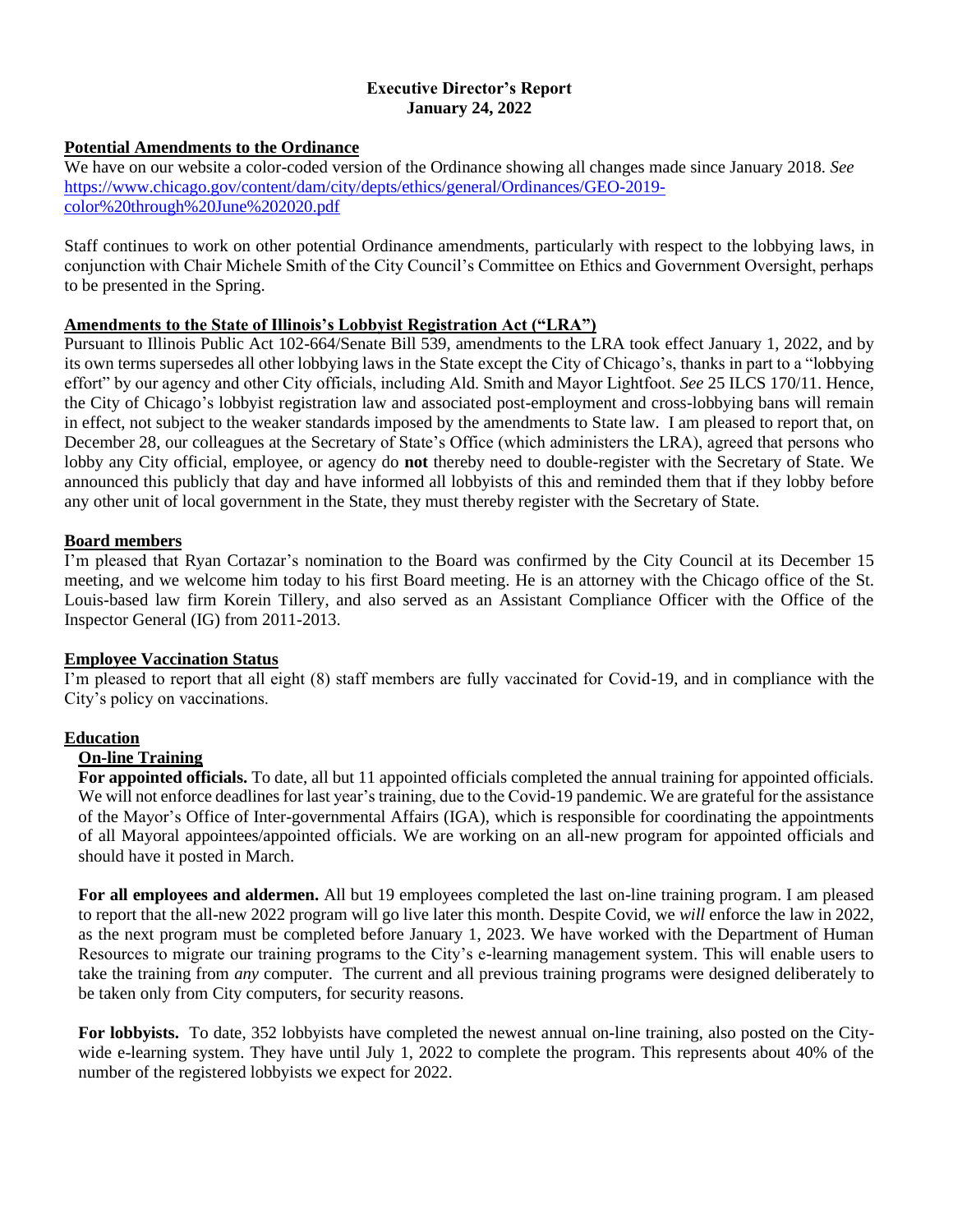# Executive Director's Report
## January 24, 2022

### Potential Amendments to the Ordinance

We have on our website a color-coded version of the Ordinance showing all changes made since January 2018. *See* https://www.chicago.gov/content/dam/city/depts/ethics/general/Ordinances/GEO-2019-color%20through%20June%202020.pdf

Staff continues to work on other potential Ordinance amendments, particularly with respect to the lobbying laws, in conjunction with Chair Michele Smith of the City Council's Committee on Ethics and Government Oversight, perhaps to be presented in the Spring.

### Amendments to the State of Illinois's Lobbyist Registration Act ("LRA")

Pursuant to Illinois Public Act 102-664/Senate Bill 539, amendments to the LRA took effect January 1, 2022, and by its own terms supersedes all other lobbying laws in the State except the City of Chicago's, thanks in part to a "lobbying effort" by our agency and other City officials, including Ald. Smith and Mayor Lightfoot. *See* 25 ILCS 170/11. Hence, the City of Chicago's lobbyist registration law and associated post-employment and cross-lobbying bans will remain in effect, not subject to the weaker standards imposed by the amendments to State law. I am pleased to report that, on December 28, our colleagues at the Secretary of State's Office (which administers the LRA), agreed that persons who lobby any City official, employee, or agency do **not** thereby need to double-register with the Secretary of State. We announced this publicly that day and have informed all lobbyists of this and reminded them that if they lobby before any other unit of local government in the State, they must thereby register with the Secretary of State.

### Board members

I'm pleased that Ryan Cortazar's nomination to the Board was confirmed by the City Council at its December 15 meeting, and we welcome him today to his first Board meeting. He is an attorney with the Chicago office of the St. Louis-based law firm Korein Tillery, and also served as an Assistant Compliance Officer with the Office of the Inspector General (IG) from 2011-2013.

### Employee Vaccination Status

I'm pleased to report that all eight (8) staff members are fully vaccinated for Covid-19, and in compliance with the City's policy on vaccinations.

### Education

#### On-line Training

**For appointed officials.** To date, all but 11 appointed officials completed the annual training for appointed officials. We will not enforce deadlines for last year's training, due to the Covid-19 pandemic. We are grateful for the assistance of the Mayor's Office of Inter-governmental Affairs (IGA), which is responsible for coordinating the appointments of all Mayoral appointees/appointed officials. We are working on an all-new program for appointed officials and should have it posted in March.

**For all employees and aldermen.** All but 19 employees completed the last on-line training program. I am pleased to report that the all-new 2022 program will go live later this month. Despite Covid, we *will* enforce the law in 2022, as the next program must be completed before January 1, 2023. We have worked with the Department of Human Resources to migrate our training programs to the City's e-learning management system. This will enable users to take the training from *any* computer. The current and all previous training programs were designed deliberately to be taken only from City computers, for security reasons.

**For lobbyists.** To date, 352 lobbyists have completed the newest annual on-line training, also posted on the City-wide e-learning system. They have until July 1, 2022 to complete the program. This represents about 40% of the number of the registered lobbyists we expect for 2022.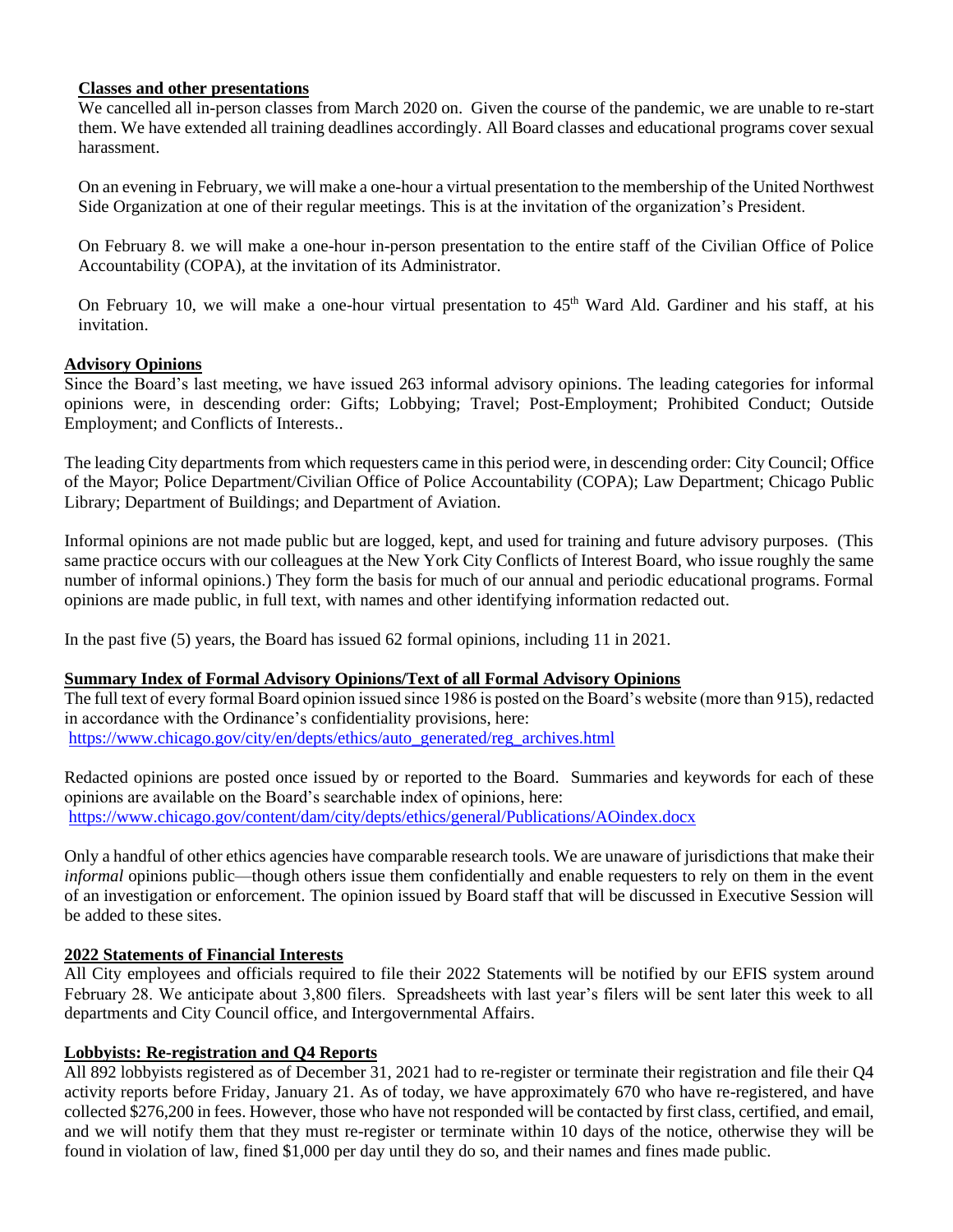**Classes and other presentations**

We cancelled all in-person classes from March 2020 on. Given the course of the pandemic, we are unable to re-start them. We have extended all training deadlines accordingly. All Board classes and educational programs cover sexual harassment.

On an evening in February, we will make a one-hour a virtual presentation to the membership of the United Northwest Side Organization at one of their regular meetings. This is at the invitation of the organization's President.

On February 8. we will make a one-hour in-person presentation to the entire staff of the Civilian Office of Police Accountability (COPA), at the invitation of its Administrator.

On February 10, we will make a one-hour virtual presentation to 45th Ward Ald. Gardiner and his staff, at his invitation.

**Advisory Opinions**

Since the Board's last meeting, we have issued 263 informal advisory opinions. The leading categories for informal opinions were, in descending order: Gifts; Lobbying; Travel; Post-Employment; Prohibited Conduct; Outside Employment; and Conflicts of Interests..

The leading City departments from which requesters came in this period were, in descending order: City Council; Office of the Mayor; Police Department/Civilian Office of Police Accountability (COPA); Law Department; Chicago Public Library; Department of Buildings; and Department of Aviation.

Informal opinions are not made public but are logged, kept, and used for training and future advisory purposes. (This same practice occurs with our colleagues at the New York City Conflicts of Interest Board, who issue roughly the same number of informal opinions.) They form the basis for much of our annual and periodic educational programs. Formal opinions are made public, in full text, with names and other identifying information redacted out.

In the past five (5) years, the Board has issued 62 formal opinions, including 11 in 2021.

**Summary Index of Formal Advisory Opinions/Text of all Formal Advisory Opinions**

The full text of every formal Board opinion issued since 1986 is posted on the Board's website (more than 915), redacted in accordance with the Ordinance's confidentiality provisions, here:
https://www.chicago.gov/city/en/depts/ethics/auto_generated/reg_archives.html

Redacted opinions are posted once issued by or reported to the Board. Summaries and keywords for each of these opinions are available on the Board's searchable index of opinions, here:
https://www.chicago.gov/content/dam/city/depts/ethics/general/Publications/AOindex.docx

Only a handful of other ethics agencies have comparable research tools. We are unaware of jurisdictions that make their *informal* opinions public—though others issue them confidentially and enable requesters to rely on them in the event of an investigation or enforcement. The opinion issued by Board staff that will be discussed in Executive Session will be added to these sites.

**2022 Statements of Financial Interests**

All City employees and officials required to file their 2022 Statements will be notified by our EFIS system around February 28. We anticipate about 3,800 filers. Spreadsheets with last year's filers will be sent later this week to all departments and City Council office, and Intergovernmental Affairs.

**Lobbyists: Re-registration and Q4 Reports**

All 892 lobbyists registered as of December 31, 2021 had to re-register or terminate their registration and file their Q4 activity reports before Friday, January 21. As of today, we have approximately 670 who have re-registered, and have collected $276,200 in fees. However, those who have not responded will be contacted by first class, certified, and email, and we will notify them that they must re-register or terminate within 10 days of the notice, otherwise they will be found in violation of law, fined $1,000 per day until they do so, and their names and fines made public.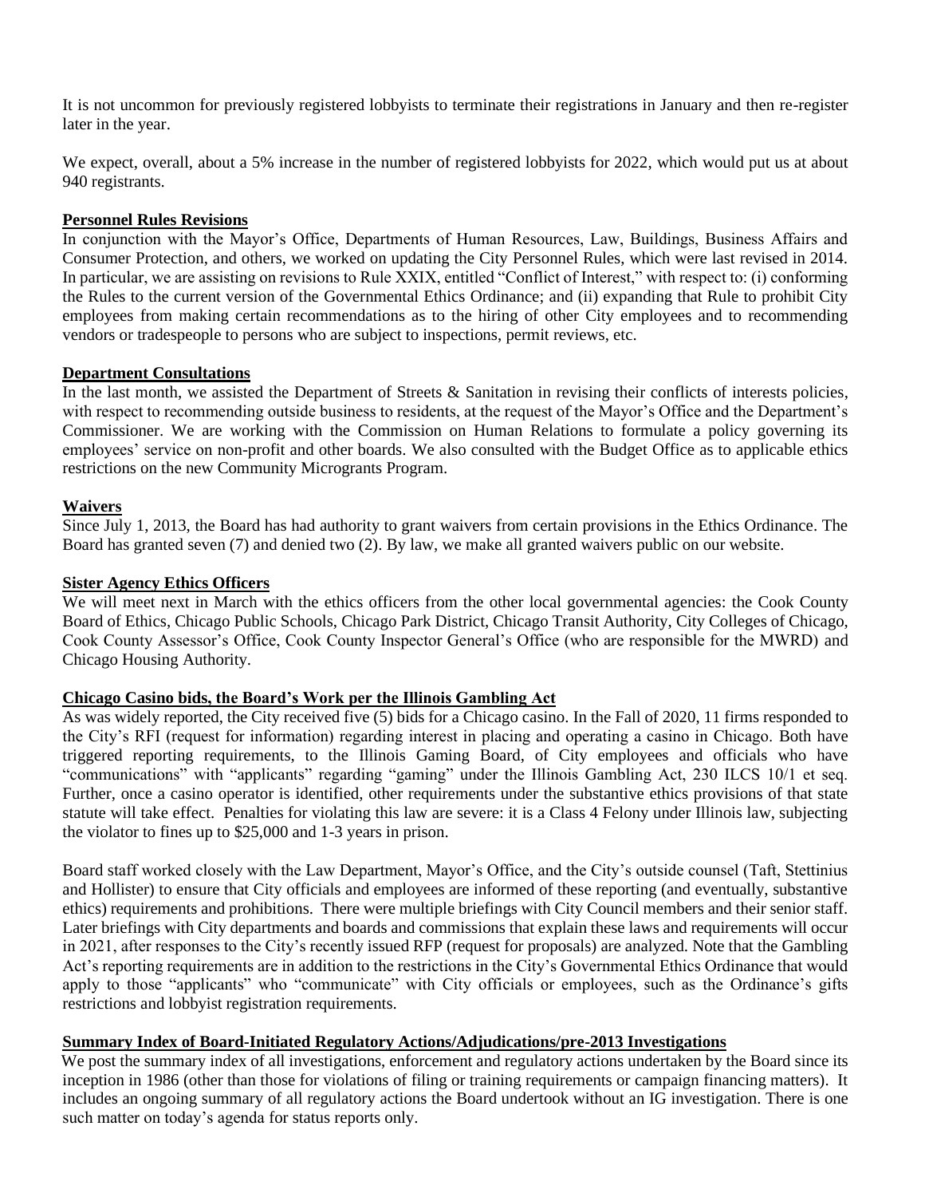It is not uncommon for previously registered lobbyists to terminate their registrations in January and then re-register later in the year.

We expect, overall, about a 5% increase in the number of registered lobbyists for 2022, which would put us at about 940 registrants.

## Personnel Rules Revisions

In conjunction with the Mayor's Office, Departments of Human Resources, Law, Buildings, Business Affairs and Consumer Protection, and others, we worked on updating the City Personnel Rules, which were last revised in 2014. In particular, we are assisting on revisions to Rule XXIX, entitled "Conflict of Interest," with respect to: (i) conforming the Rules to the current version of the Governmental Ethics Ordinance; and (ii) expanding that Rule to prohibit City employees from making certain recommendations as to the hiring of other City employees and to recommending vendors or tradespeople to persons who are subject to inspections, permit reviews, etc.

## Department Consultations

In the last month, we assisted the Department of Streets & Sanitation in revising their conflicts of interests policies, with respect to recommending outside business to residents, at the request of the Mayor's Office and the Department's Commissioner. We are working with the Commission on Human Relations to formulate a policy governing its employees' service on non-profit and other boards. We also consulted with the Budget Office as to applicable ethics restrictions on the new Community Microgrants Program.

## Waivers

Since July 1, 2013, the Board has had authority to grant waivers from certain provisions in the Ethics Ordinance. The Board has granted seven (7) and denied two (2). By law, we make all granted waivers public on our website.

## Sister Agency Ethics Officers

We will meet next in March with the ethics officers from the other local governmental agencies: the Cook County Board of Ethics, Chicago Public Schools, Chicago Park District, Chicago Transit Authority, City Colleges of Chicago, Cook County Assessor's Office, Cook County Inspector General's Office (who are responsible for the MWRD) and Chicago Housing Authority.

## Chicago Casino bids, the Board's Work per the Illinois Gambling Act

As was widely reported, the City received five (5) bids for a Chicago casino. In the Fall of 2020, 11 firms responded to the City's RFI (request for information) regarding interest in placing and operating a casino in Chicago. Both have triggered reporting requirements, to the Illinois Gaming Board, of City employees and officials who have "communications" with "applicants" regarding "gaming" under the Illinois Gambling Act, 230 ILCS 10/1 et seq. Further, once a casino operator is identified, other requirements under the substantive ethics provisions of that state statute will take effect. Penalties for violating this law are severe: it is a Class 4 Felony under Illinois law, subjecting the violator to fines up to $25,000 and 1-3 years in prison.

Board staff worked closely with the Law Department, Mayor's Office, and the City's outside counsel (Taft, Stettinius and Hollister) to ensure that City officials and employees are informed of these reporting (and eventually, substantive ethics) requirements and prohibitions. There were multiple briefings with City Council members and their senior staff. Later briefings with City departments and boards and commissions that explain these laws and requirements will occur in 2021, after responses to the City's recently issued RFP (request for proposals) are analyzed. Note that the Gambling Act's reporting requirements are in addition to the restrictions in the City's Governmental Ethics Ordinance that would apply to those "applicants" who "communicate" with City officials or employees, such as the Ordinance's gifts restrictions and lobbyist registration requirements.

## Summary Index of Board-Initiated Regulatory Actions/Adjudications/pre-2013 Investigations

We post the summary index of all investigations, enforcement and regulatory actions undertaken by the Board since its inception in 1986 (other than those for violations of filing or training requirements or campaign financing matters). It includes an ongoing summary of all regulatory actions the Board undertook without an IG investigation. There is one such matter on today's agenda for status reports only.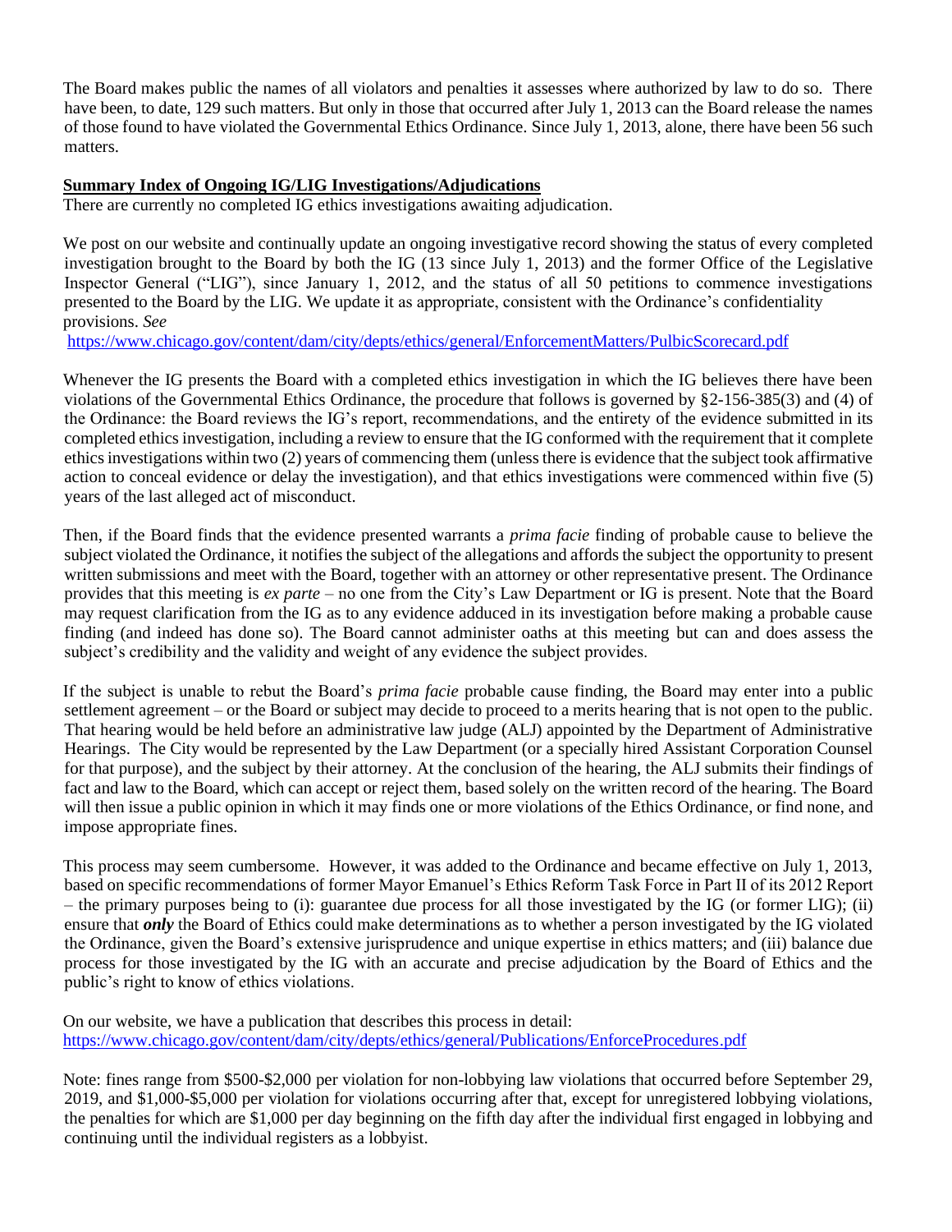The Board makes public the names of all violators and penalties it assesses where authorized by law to do so. There have been, to date, 129 such matters. But only in those that occurred after July 1, 2013 can the Board release the names of those found to have violated the Governmental Ethics Ordinance. Since July 1, 2013, alone, there have been 56 such matters.

**Summary Index of Ongoing IG/LIG Investigations/Adjudications**

There are currently no completed IG ethics investigations awaiting adjudication.

We post on our website and continually update an ongoing investigative record showing the status of every completed investigation brought to the Board by both the IG (13 since July 1, 2013) and the former Office of the Legislative Inspector General ("LIG"), since January 1, 2012, and the status of all 50 petitions to commence investigations presented to the Board by the LIG. We update it as appropriate, consistent with the Ordinance's confidentiality provisions. *See* https://www.chicago.gov/content/dam/city/depts/ethics/general/EnforcementMatters/PulbicScorecard.pdf

Whenever the IG presents the Board with a completed ethics investigation in which the IG believes there have been violations of the Governmental Ethics Ordinance, the procedure that follows is governed by §2-156-385(3) and (4) of the Ordinance: the Board reviews the IG's report, recommendations, and the entirety of the evidence submitted in its completed ethics investigation, including a review to ensure that the IG conformed with the requirement that it complete ethics investigations within two (2) years of commencing them (unless there is evidence that the subject took affirmative action to conceal evidence or delay the investigation), and that ethics investigations were commenced within five (5) years of the last alleged act of misconduct.

Then, if the Board finds that the evidence presented warrants a *prima facie* finding of probable cause to believe the subject violated the Ordinance, it notifies the subject of the allegations and affords the subject the opportunity to present written submissions and meet with the Board, together with an attorney or other representative present. The Ordinance provides that this meeting is *ex parte* – no one from the City's Law Department or IG is present. Note that the Board may request clarification from the IG as to any evidence adduced in its investigation before making a probable cause finding (and indeed has done so). The Board cannot administer oaths at this meeting but can and does assess the subject's credibility and the validity and weight of any evidence the subject provides.

If the subject is unable to rebut the Board's *prima facie* probable cause finding, the Board may enter into a public settlement agreement – or the Board or subject may decide to proceed to a merits hearing that is not open to the public. That hearing would be held before an administrative law judge (ALJ) appointed by the Department of Administrative Hearings. The City would be represented by the Law Department (or a specially hired Assistant Corporation Counsel for that purpose), and the subject by their attorney. At the conclusion of the hearing, the ALJ submits their findings of fact and law to the Board, which can accept or reject them, based solely on the written record of the hearing. The Board will then issue a public opinion in which it may finds one or more violations of the Ethics Ordinance, or find none, and impose appropriate fines.

This process may seem cumbersome. However, it was added to the Ordinance and became effective on July 1, 2013, based on specific recommendations of former Mayor Emanuel's Ethics Reform Task Force in Part II of its 2012 Report – the primary purposes being to (i): guarantee due process for all those investigated by the IG (or former LIG); (ii) ensure that ***only*** the Board of Ethics could make determinations as to whether a person investigated by the IG violated the Ordinance, given the Board's extensive jurisprudence and unique expertise in ethics matters; and (iii) balance due process for those investigated by the IG with an accurate and precise adjudication by the Board of Ethics and the public's right to know of ethics violations.

On our website, we have a publication that describes this process in detail:
https://www.chicago.gov/content/dam/city/depts/ethics/general/Publications/EnforceProcedures.pdf

Note: fines range from $500-$2,000 per violation for non-lobbying law violations that occurred before September 29, 2019, and $1,000-$5,000 per violation for violations occurring after that, except for unregistered lobbying violations, the penalties for which are $1,000 per day beginning on the fifth day after the individual first engaged in lobbying and continuing until the individual registers as a lobbyist.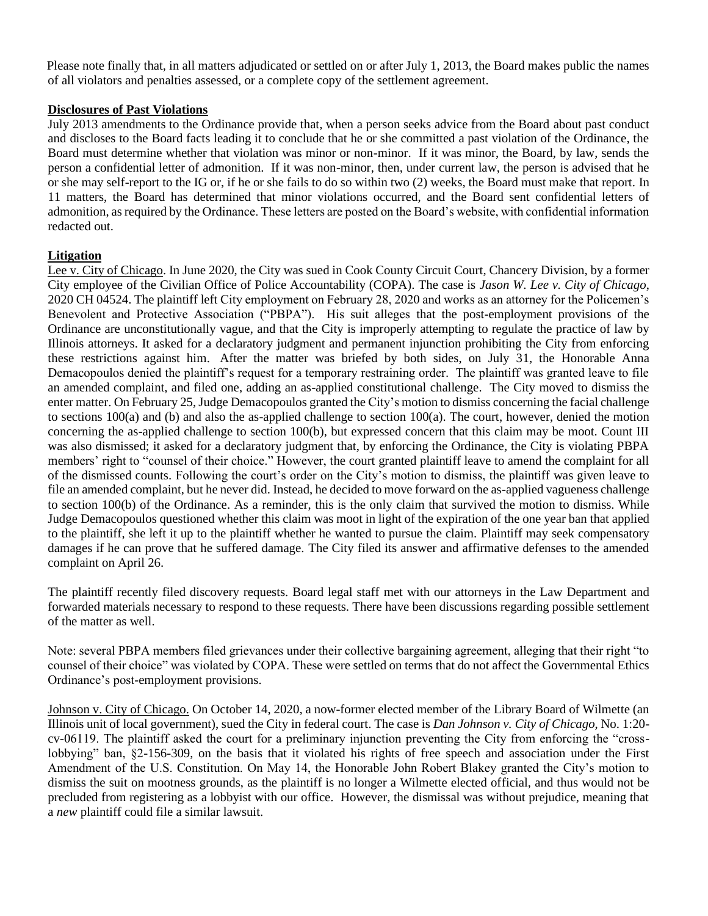Please note finally that, in all matters adjudicated or settled on or after July 1, 2013, the Board makes public the names of all violators and penalties assessed, or a complete copy of the settlement agreement.

**Disclosures of Past Violations**

July 2013 amendments to the Ordinance provide that, when a person seeks advice from the Board about past conduct and discloses to the Board facts leading it to conclude that he or she committed a past violation of the Ordinance, the Board must determine whether that violation was minor or non-minor. If it was minor, the Board, by law, sends the person a confidential letter of admonition. If it was non-minor, then, under current law, the person is advised that he or she may self-report to the IG or, if he or she fails to do so within two (2) weeks, the Board must make that report. In 11 matters, the Board has determined that minor violations occurred, and the Board sent confidential letters of admonition, as required by the Ordinance. These letters are posted on the Board's website, with confidential information redacted out.

**Litigation**

Lee v. City of Chicago. In June 2020, the City was sued in Cook County Circuit Court, Chancery Division, by a former City employee of the Civilian Office of Police Accountability (COPA). The case is *Jason W. Lee v. City of Chicago*, 2020 CH 04524. The plaintiff left City employment on February 28, 2020 and works as an attorney for the Policemen's Benevolent and Protective Association ("PBPA"). His suit alleges that the post-employment provisions of the Ordinance are unconstitutionally vague, and that the City is improperly attempting to regulate the practice of law by Illinois attorneys. It asked for a declaratory judgment and permanent injunction prohibiting the City from enforcing these restrictions against him. After the matter was briefed by both sides, on July 31, the Honorable Anna Demacopoulos denied the plaintiff's request for a temporary restraining order. The plaintiff was granted leave to file an amended complaint, and filed one, adding an as-applied constitutional challenge. The City moved to dismiss the enter matter. On February 25, Judge Demacopoulos granted the City's motion to dismiss concerning the facial challenge to sections 100(a) and (b) and also the as-applied challenge to section 100(a). The court, however, denied the motion concerning the as-applied challenge to section 100(b), but expressed concern that this claim may be moot. Count III was also dismissed; it asked for a declaratory judgment that, by enforcing the Ordinance, the City is violating PBPA members' right to "counsel of their choice." However, the court granted plaintiff leave to amend the complaint for all of the dismissed counts. Following the court's order on the City's motion to dismiss, the plaintiff was given leave to file an amended complaint, but he never did. Instead, he decided to move forward on the as-applied vagueness challenge to section 100(b) of the Ordinance. As a reminder, this is the only claim that survived the motion to dismiss. While Judge Demacopoulos questioned whether this claim was moot in light of the expiration of the one year ban that applied to the plaintiff, she left it up to the plaintiff whether he wanted to pursue the claim. Plaintiff may seek compensatory damages if he can prove that he suffered damage. The City filed its answer and affirmative defenses to the amended complaint on April 26.

The plaintiff recently filed discovery requests. Board legal staff met with our attorneys in the Law Department and forwarded materials necessary to respond to these requests. There have been discussions regarding possible settlement of the matter as well.

Note: several PBPA members filed grievances under their collective bargaining agreement, alleging that their right "to counsel of their choice" was violated by COPA. These were settled on terms that do not affect the Governmental Ethics Ordinance's post-employment provisions.

Johnson v. City of Chicago. On October 14, 2020, a now-former elected member of the Library Board of Wilmette (an Illinois unit of local government), sued the City in federal court. The case is *Dan Johnson v. City of Chicago*, No. 1:20-cv-06119. The plaintiff asked the court for a preliminary injunction preventing the City from enforcing the "cross-lobbying" ban, §2-156-309, on the basis that it violated his rights of free speech and association under the First Amendment of the U.S. Constitution. On May 14, the Honorable John Robert Blakey granted the City's motion to dismiss the suit on mootness grounds, as the plaintiff is no longer a Wilmette elected official, and thus would not be precluded from registering as a lobbyist with our office. However, the dismissal was without prejudice, meaning that a *new* plaintiff could file a similar lawsuit.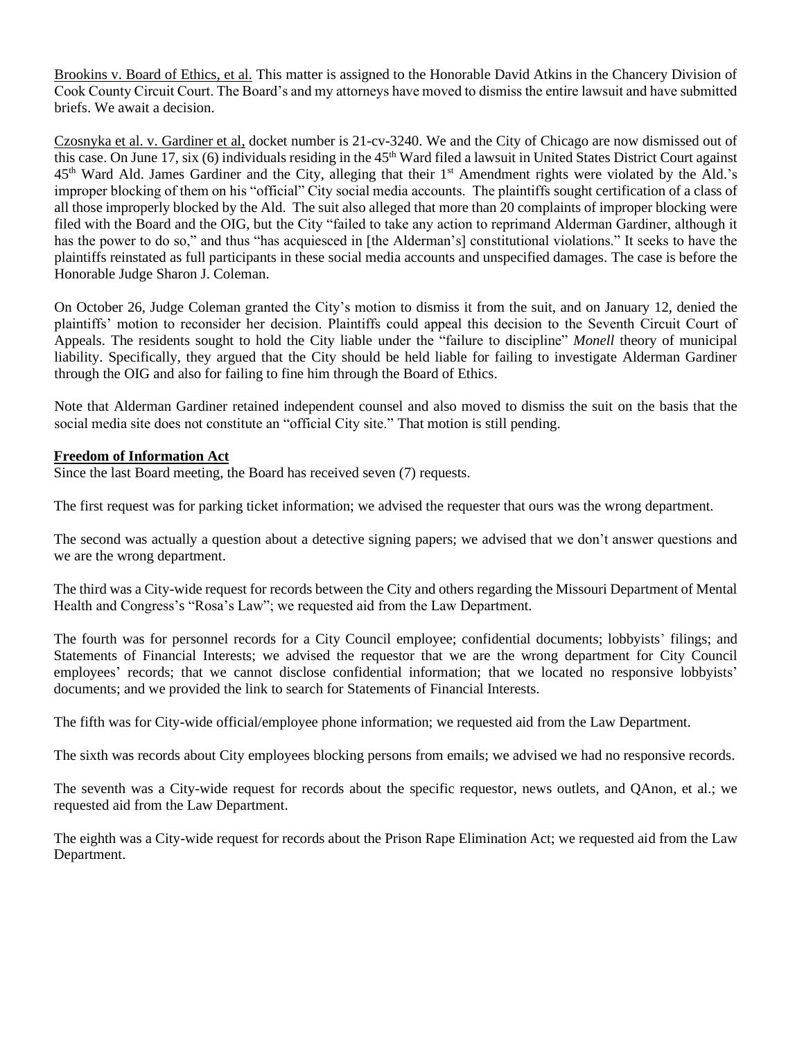Brookins v. Board of Ethics, et al. This matter is assigned to the Honorable David Atkins in the Chancery Division of Cook County Circuit Court. The Board's and my attorneys have moved to dismiss the entire lawsuit and have submitted briefs. We await a decision.

Czosnyka et al. v. Gardiner et al, docket number is 21-cv-3240. We and the City of Chicago are now dismissed out of this case. On June 17, six (6) individuals residing in the 45th Ward filed a lawsuit in United States District Court against 45th Ward Ald. James Gardiner and the City, alleging that their 1st Amendment rights were violated by the Ald.'s improper blocking of them on his "official" City social media accounts. The plaintiffs sought certification of a class of all those improperly blocked by the Ald. The suit also alleged that more than 20 complaints of improper blocking were filed with the Board and the OIG, but the City "failed to take any action to reprimand Alderman Gardiner, although it has the power to do so," and thus "has acquiesced in [the Alderman's] constitutional violations." It seeks to have the plaintiffs reinstated as full participants in these social media accounts and unspecified damages. The case is before the Honorable Judge Sharon J. Coleman.

On October 26, Judge Coleman granted the City's motion to dismiss it from the suit, and on January 12, denied the plaintiffs' motion to reconsider her decision. Plaintiffs could appeal this decision to the Seventh Circuit Court of Appeals. The residents sought to hold the City liable under the "failure to discipline" *Monell* theory of municipal liability. Specifically, they argued that the City should be held liable for failing to investigate Alderman Gardiner through the OIG and also for failing to fine him through the Board of Ethics.

Note that Alderman Gardiner retained independent counsel and also moved to dismiss the suit on the basis that the social media site does not constitute an "official City site." That motion is still pending.

**Freedom of Information Act**

Since the last Board meeting, the Board has received seven (7) requests.

The first request was for parking ticket information; we advised the requester that ours was the wrong department.

The second was actually a question about a detective signing papers; we advised that we don't answer questions and we are the wrong department.

The third was a City-wide request for records between the City and others regarding the Missouri Department of Mental Health and Congress's "Rosa's Law"; we requested aid from the Law Department.

The fourth was for personnel records for a City Council employee; confidential documents; lobbyists' filings; and Statements of Financial Interests; we advised the requestor that we are the wrong department for City Council employees' records; that we cannot disclose confidential information; that we located no responsive lobbyists' documents; and we provided the link to search for Statements of Financial Interests.

The fifth was for City-wide official/employee phone information; we requested aid from the Law Department.

The sixth was records about City employees blocking persons from emails; we advised we had no responsive records.

The seventh was a City-wide request for records about the specific requestor, news outlets, and QAnon, et al.; we requested aid from the Law Department.

The eighth was a City-wide request for records about the Prison Rape Elimination Act; we requested aid from the Law Department.